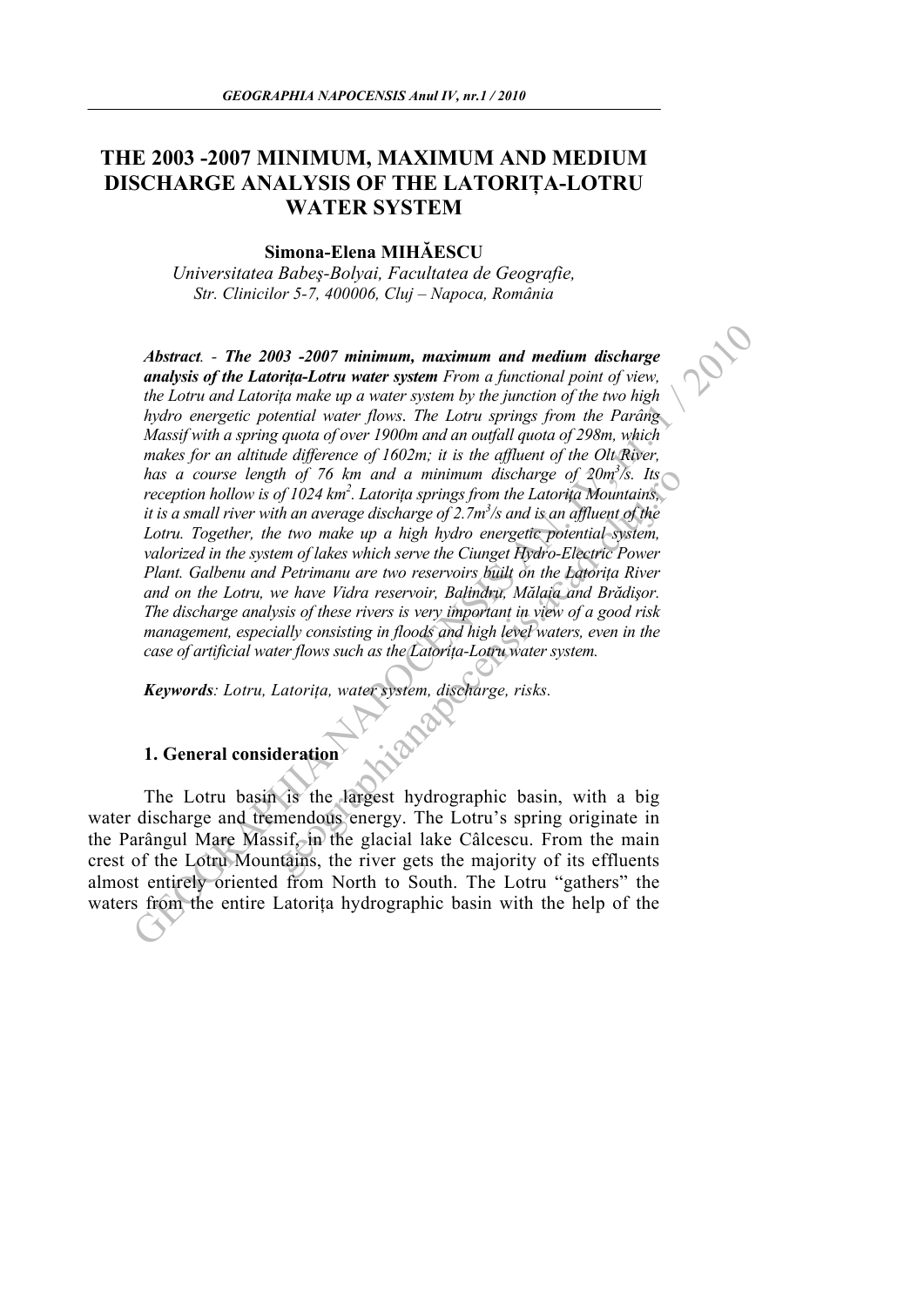# THE 2003 -2007 MINIMUM, MAXIMUM AND MEDIUM DISCHARGE ANALYSIS OF THE LATORIȚA-LOTRU WATER SYSTEM

**Simona-Elena MIHĂESCU**

*Universitatea Babeș-Bolyai, Facultatea de Geografie,*
*Str. Clinicilor 5-7, 400006, Cluj – Napoca, România*

*Abstract. - **The 2003 -2007 minimum, maximum and medium discharge analysis of the Latorița-Lotru water system** From a functional point of view, the Lotru and Latorița make up a water system by the junction of the two high hydro energetic potential water flows. The Lotru springs from the Parâng Massif with a spring quota of over 1900m and an outfall quota of 298m, which makes for an altitude difference of 1602m; it is the affluent of the Olt River, has a course length of 76 km and a minimum discharge of 20m$^3$/s. Its reception hollow is of 1024 km$^2$. Latorița springs from the Latorița Mountains, it is a small river with an average discharge of 2.7m$^3$/s and is an affluent of the Lotru. Together, the two make up a high hydro energetic potential system, valorized in the system of lakes which serve the Ciunget Hydro-Electric Power Plant. Galbenu and Petrimanu are two reservoirs built on the Latorița River and on the Lotru, we have Vidra reservoir, Balindru, Mălaia and Brădișor. The discharge analysis of these rivers is very important in view of a good risk management, especially consisting in floods and high level waters, even in the case of artificial water flows such as the Latorița-Lotru water system.*

***Keywords**: Lotru, Latorița, water system, discharge, risks.*

## 1. General consideration

The Lotru basin is the largest hydrographic basin, with a big water discharge and tremendous energy. The Lotru's spring originate in the Parângul Mare Massif, in the glacial lake Câlcescu. From the main crest of the Lotru Mountains, the river gets the majority of its effluents almost entirely oriented from North to South. The Lotru "gathers" the waters from the entire Latorița hydrographic basin with the help of the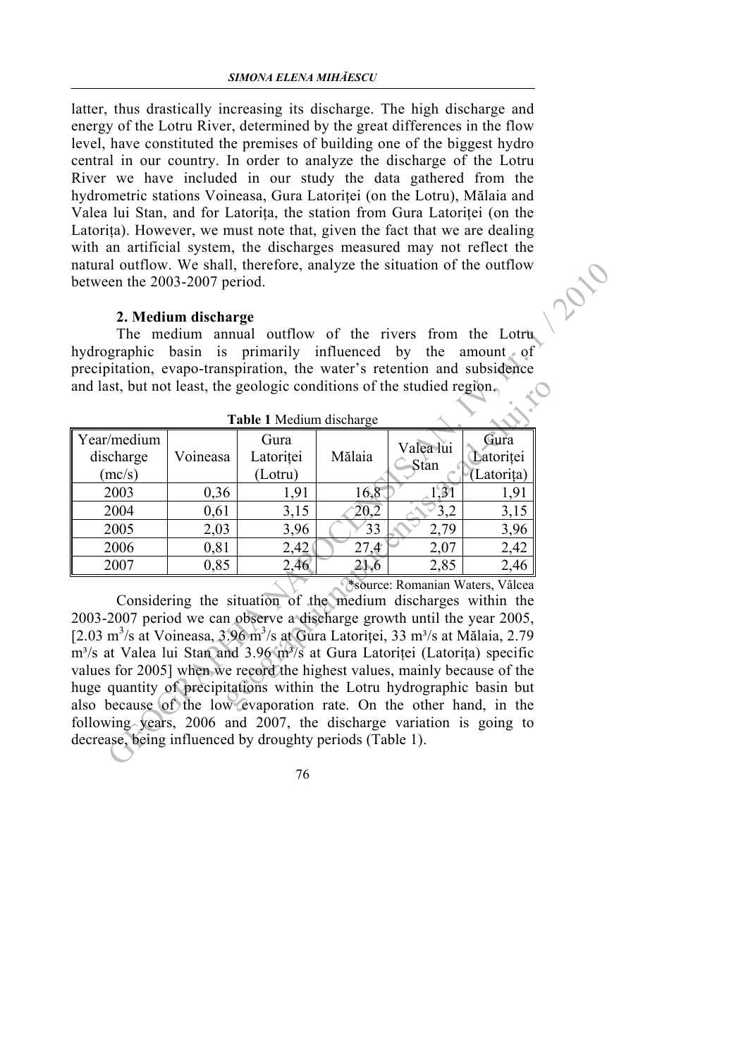latter, thus drastically increasing its discharge. The high discharge and energy of the Lotru River, determined by the great differences in the flow level, have constituted the premises of building one of the biggest hydro central in our country. In order to analyze the discharge of the Lotru River we have included in our study the data gathered from the hydrometric stations Voineasa, Gura Latoriței (on the Lotru), Mălaia and Valea lui Stan, and for Latorița, the station from Gura Latoriței (on the Latorița). However, we must note that, given the fact that we are dealing with an artificial system, the discharges measured may not reflect the natural outflow. We shall, therefore, analyze the situation of the outflow between the 2003-2007 period.

### 2. Medium discharge

The medium annual outflow of the rivers from the Lotru hydrographic basin is primarily influenced by the amount of precipitation, evapo-transpiration, the water's retention and subsidence and last, but not least, the geologic conditions of the studied region.

**Table 1** Medium discharge

| Year/medium discharge (mc/s) | Voineasa | Gura Latoriței (Lotru) | Mălaia | Valea lui Stan | Gura Latoriței (Latorița) |
|---|---|---|---|---|---|
| 2003 | 0,36 | 1,91 | 16,8 | 1,31 | 1,91 |
| 2004 | 0,61 | 3,15 | 20,2 | 3,2 | 3,15 |
| 2005 | 2,03 | 3,96 | 33 | 2,79 | 3,96 |
| 2006 | 0,81 | 2,42 | 27,4 | 2,07 | 2,42 |
| 2007 | 0,85 | 2,46 | 21,6 | 2,85 | 2,46 |

*source: Romanian Waters, Vâlcea

Considering the situation of the medium discharges within the 2003-2007 period we can observe a discharge growth until the year 2005, [2.03 $m^3$/s at Voineasa, 3.96 $m^3$/s at Gura Latoriței, 33 $m^3$/s at Mălaia, 2.79 $m^3$/s at Valea lui Stan and 3.96 $m^3$/s at Gura Latoriței (Latorița) specific values for 2005] when we record the highest values, mainly because of the huge quantity of precipitations within the Lotru hydrographic basin but also because of the low evaporation rate. On the other hand, in the following years, 2006 and 2007, the discharge variation is going to decrease, being influenced by droughty periods (Table 1).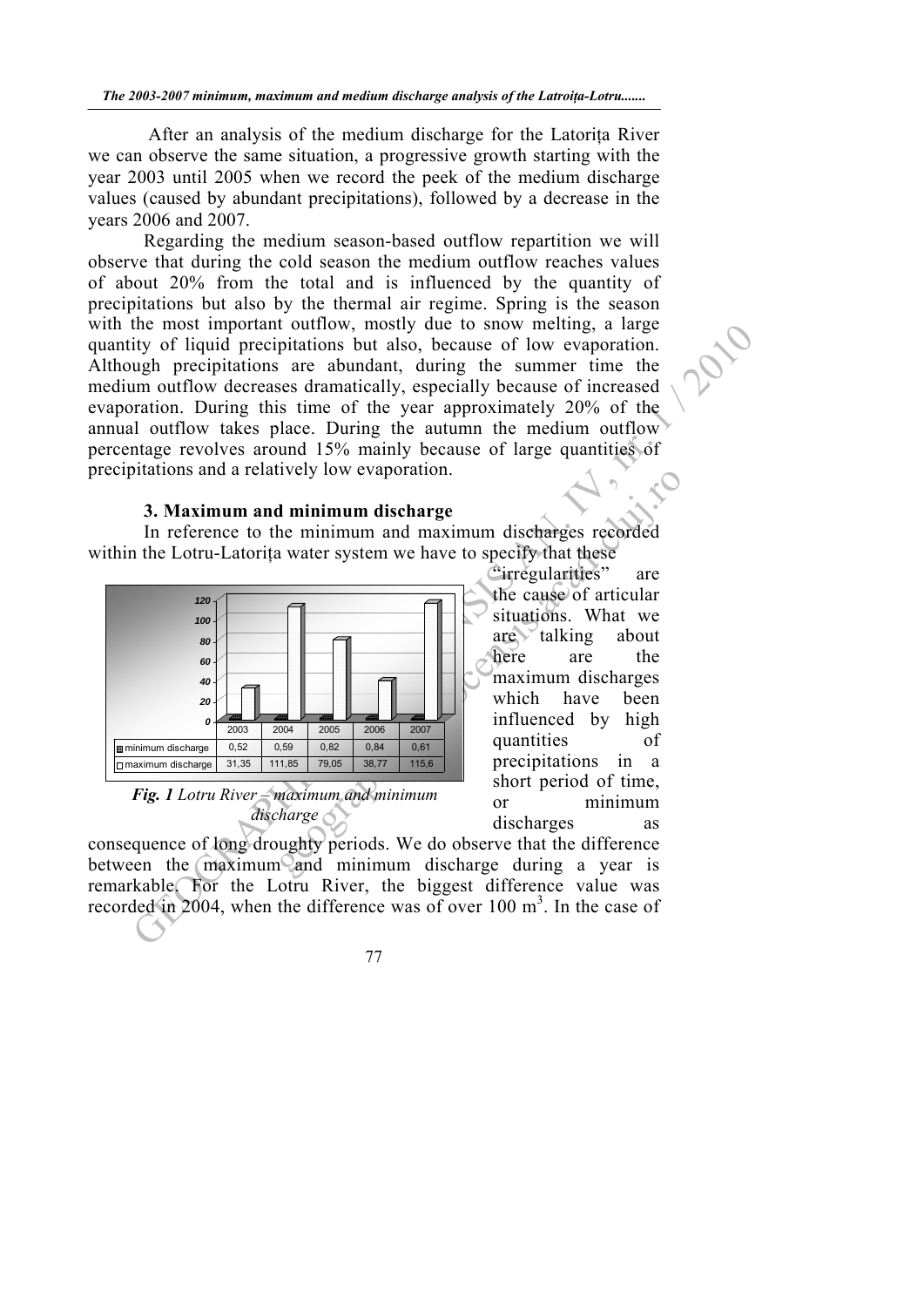After an analysis of the medium discharge for the Latorița River we can observe the same situation, a progressive growth starting with the year 2003 until 2005 when we record the peek of the medium discharge values (caused by abundant precipitations), followed by a decrease in the years 2006 and 2007.

Regarding the medium season-based outflow repartition we will observe that during the cold season the medium outflow reaches values of about 20% from the total and is influenced by the quantity of precipitations but also by the thermal air regime. Spring is the season with the most important outflow, mostly due to snow melting, a large quantity of liquid precipitations but also, because of low evaporation. Although precipitations are abundant, during the summer time the medium outflow decreases dramatically, especially because of increased evaporation. During this time of the year approximately 20% of the annual outflow takes place. During the autumn the medium outflow percentage revolves around 15% mainly because of large quantities of precipitations and a relatively low evaporation.

### 3. Maximum and minimum discharge

In reference to the minimum and maximum discharges recorded within the Lotru-Latorița water system we have to specify that these "irregularities" are the cause of articular situations. What we are talking about here are the maximum discharges which have been influenced by high quantities of precipitations in a short period of time, or minimum discharges as consequence of long droughty periods. We do observe that the difference between the maximum and minimum discharge during a year is remarkable. For the Lotru River, the biggest difference value was recorded in 2004, when the difference was of over 100 m$^3$. In the case of

| | 2003 | 2004 | 2005 | 2006 | 2007 |
|---|---|---|---|---|---|
| minimum discharge | 0,52 | 0,59 | 0,82 | 0,84 | 0,61 |
| maximum discharge | 31,35 | 111,85 | 79,05 | 38,77 | 115,6 |

***Fig. 1** Lotru River – maximum and minimum discharge*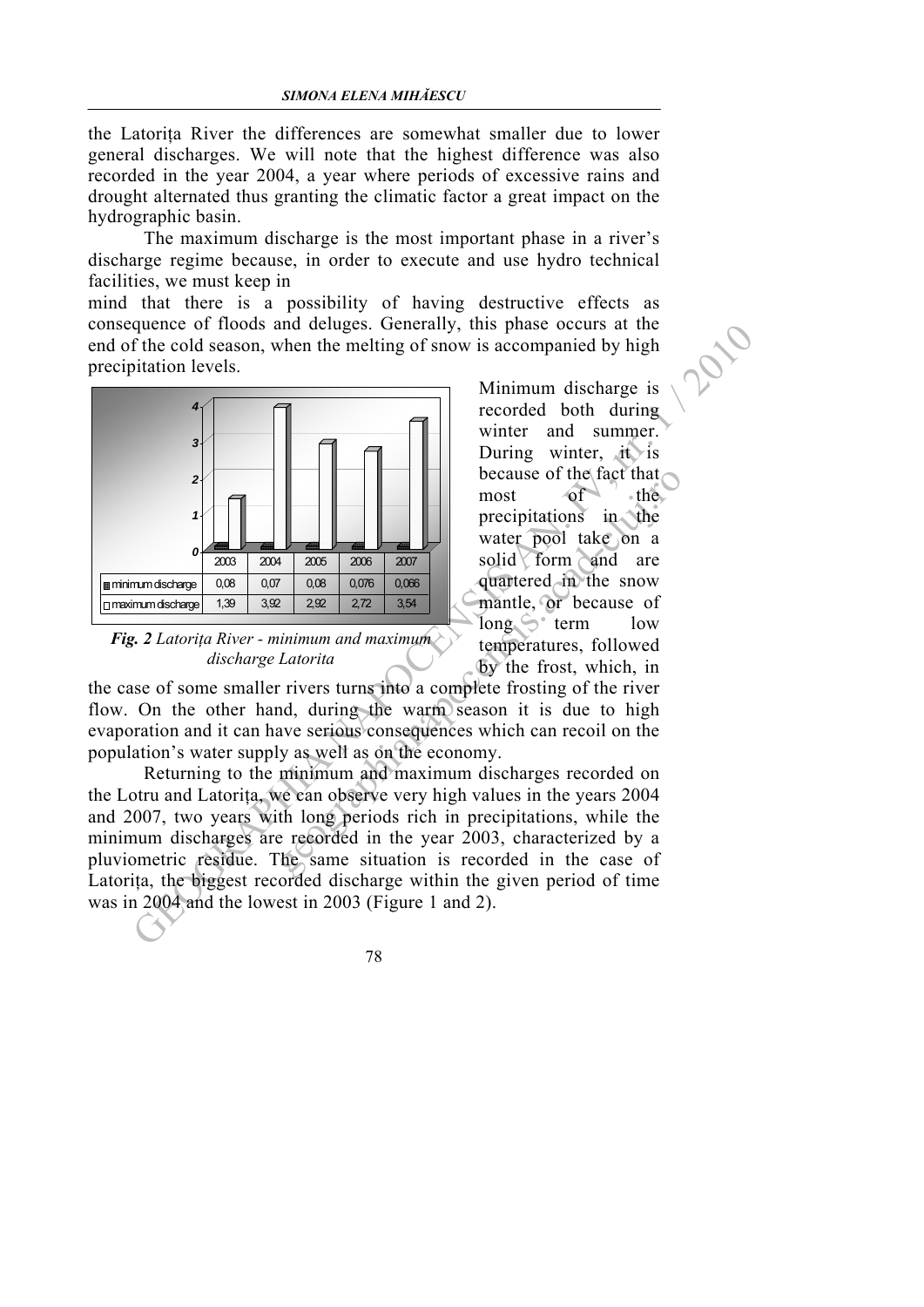the Latorița River the differences are somewhat smaller due to lower general discharges. We will note that the highest difference was also recorded in the year 2004, a year where periods of excessive rains and drought alternated thus granting the climatic factor a great impact on the hydrographic basin.

The maximum discharge is the most important phase in a river's discharge regime because, in order to execute and use hydro technical facilities, we must keep in mind that there is a possibility of having destructive effects as consequence of floods and deluges. Generally, this phase occurs at the end of the cold season, when the melting of snow is accompanied by high precipitation levels.

| | 2003 | 2004 | 2005 | 2006 | 2007 |
|---|---|---|---|---|---|
| minimum discharge | 0,08 | 0,07 | 0,08 | 0,076 | 0,066 |
| maximum discharge | 1,39 | 3,92 | 2,92 | 2,72 | 3,54 |

***Fig. 2** Latorița River - minimum and maximum discharge Latorita*

Minimum discharge is recorded both during winter and summer. During winter, it is because of the fact that most of the precipitations in the water pool take on a solid form and are quartered in the snow mantle, or because of long term low temperatures, followed by the frost, which, in the case of some smaller rivers turns into a complete frosting of the river flow. On the other hand, during the warm season it is due to high evaporation and it can have serious consequences which can recoil on the population's water supply as well as on the economy.

Returning to the minimum and maximum discharges recorded on the Lotru and Latorița, we can observe very high values in the years 2004 and 2007, two years with long periods rich in precipitations, while the minimum discharges are recorded in the year 2003, characterized by a pluviometric residue. The same situation is recorded in the case of Latorița, the biggest recorded discharge within the given period of time was in 2004 and the lowest in 2003 (Figure 1 and 2).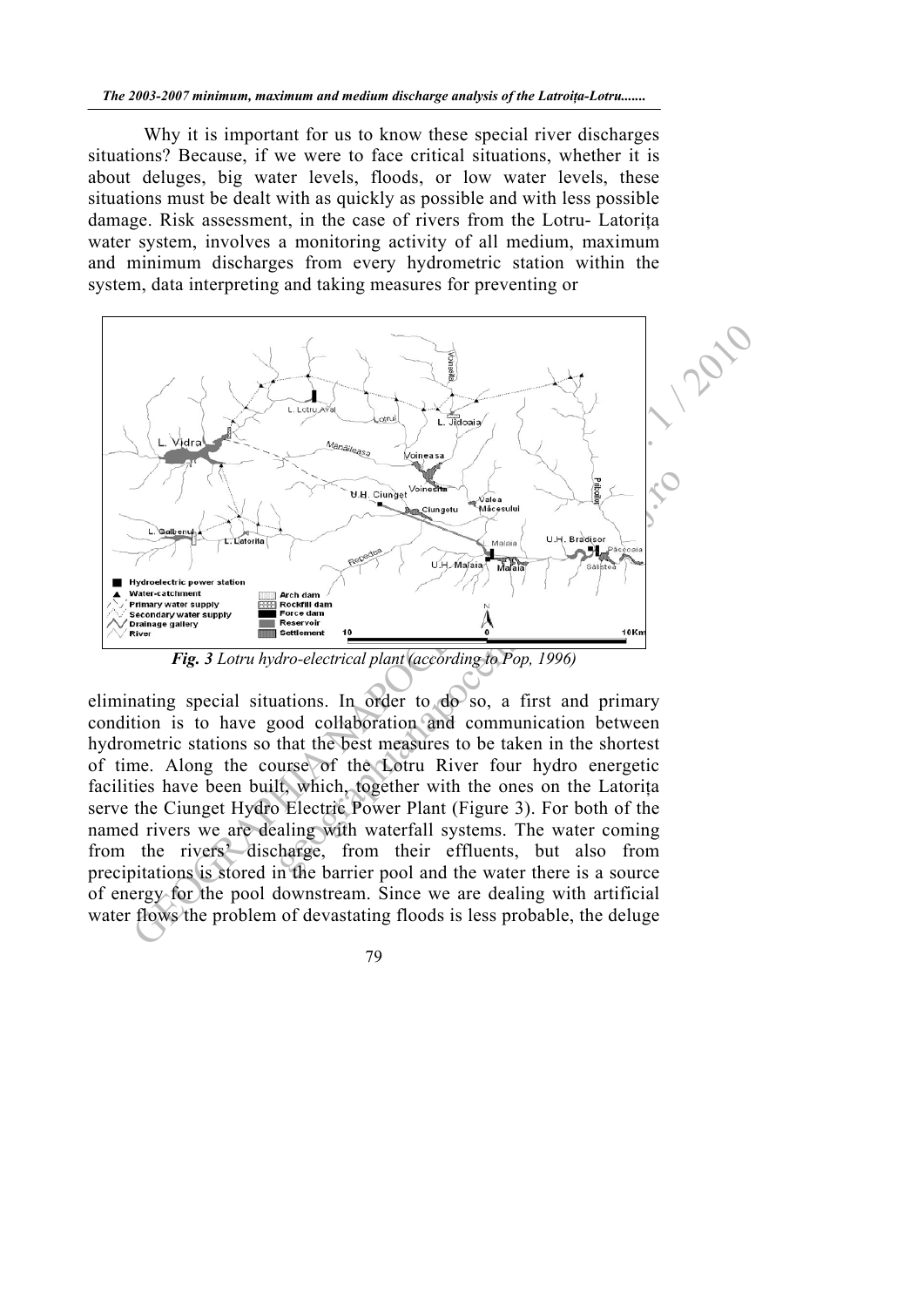Why it is important for us to know these special river discharges situations? Because, if we were to face critical situations, whether it is about deluges, big water levels, floods, or low water levels, these situations must be dealt with as quickly as possible and with less possible damage. Risk assessment, in the case of rivers from the Lotru- Latorița water system, involves a monitoring activity of all medium, maximum and minimum discharges from every hydrometric station within the system, data interpreting and taking measures for preventing or

***Fig. 3** Lotru hydro-electrical plant (according to Pop, 1996)*

eliminating special situations. In order to do so, a first and primary condition is to have good collaboration and communication between hydrometric stations so that the best measures to be taken in the shortest of time. Along the course of the Lotru River four hydro energetic facilities have been built, which, together with the ones on the Latorița serve the Ciunget Hydro Electric Power Plant (Figure 3). For both of the named rivers we are dealing with waterfall systems. The water coming from the rivers' discharge, from their effluents, but also from precipitations is stored in the barrier pool and the water there is a source of energy for the pool downstream. Since we are dealing with artificial water flows the problem of devastating floods is less probable, the deluge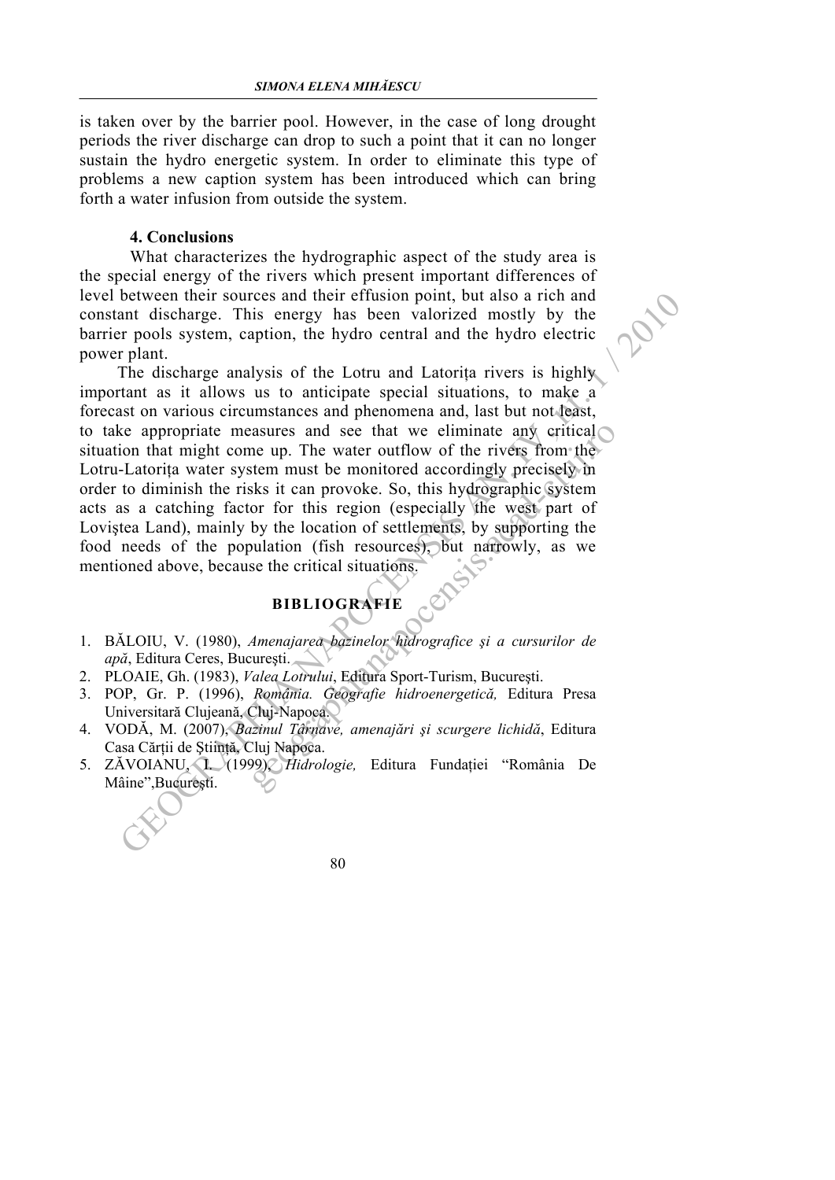is taken over by the barrier pool. However, in the case of long drought periods the river discharge can drop to such a point that it can no longer sustain the hydro energetic system. In order to eliminate this type of problems a new caption system has been introduced which can bring forth a water infusion from outside the system.

### 4. Conclusions

What characterizes the hydrographic aspect of the study area is the special energy of the rivers which present important differences of level between their sources and their effusion point, but also a rich and constant discharge. This energy has been valorized mostly by the barrier pools system, caption, the hydro central and the hydro electric power plant.

The discharge analysis of the Lotru and Latorița rivers is highly important as it allows us to anticipate special situations, to make a forecast on various circumstances and phenomena and, last but not least, to take appropriate measures and see that we eliminate any critical situation that might come up. The water outflow of the rivers from the Lotru-Latorița water system must be monitored accordingly precisely in order to diminish the risks it can provoke. So, this hydrographic system acts as a catching factor for this region (especially the west part of Loviştea Land), mainly by the location of settlements, by supporting the food needs of the population (fish resources), but narrowly, as we mentioned above, because the critical situations.

### BIBLIOGRAFIE

1. BĂLOIU, V. (1980), *Amenajarea bazinelor hidrografice şi a cursurilor de apă*, Editura Ceres, Bucureşti.
2. PLOAIE, Gh. (1983), *Valea Lotrului*, Editura Sport-Turism, Bucureşti.
3. POP, Gr. P. (1996), *România. Geografie hidroenergetică,* Editura Presa Universitară Clujeană, Cluj-Napoca.
4. VODĂ, M. (2007), *Bazinul Târnave, amenajări şi scurgere lichidă*, Editura Casa Cărții de Știință, Cluj Napoca.
5. ZĂVOIANU, I. (1999), *Hidrologie,* Editura Fundației "România De Mâine",Bucureşti.